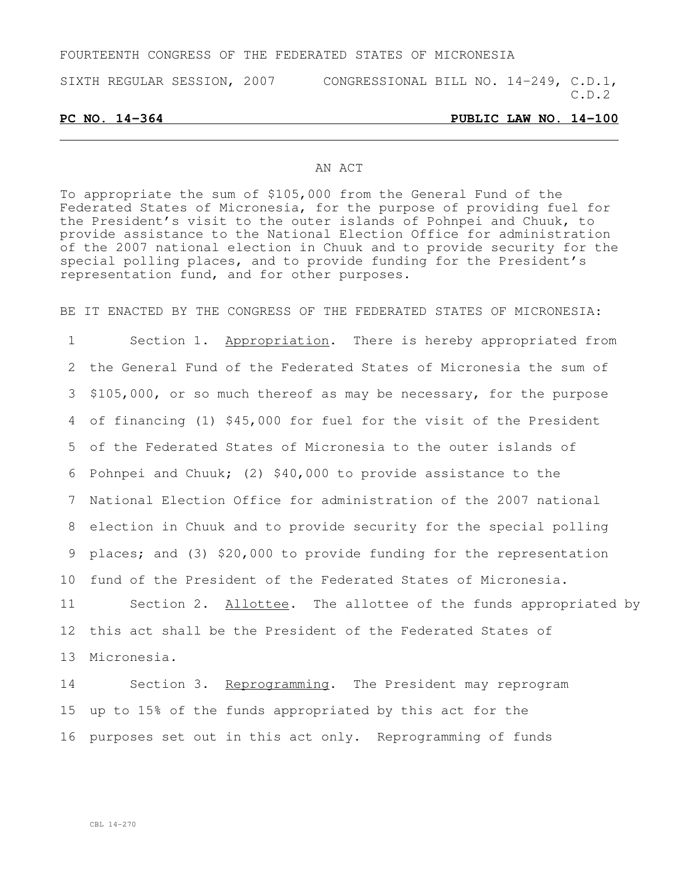FOURTEENTH CONGRESS OF THE FEDERATED STATES OF MICRONESIA

SIXTH REGULAR SESSION, 2007 CONGRESSIONAL BILL NO. 14-249, C.D.1, C.D.2

**PC NO. 14-364** **PUBLIC LAW NO. 14-100**

---

AN ACT

To appropriate the sum of $105,000 from the General Fund of the Federated States of Micronesia, for the purpose of providing fuel for the President's visit to the outer islands of Pohnpei and Chuuk, to provide assistance to the National Election Office for administration of the 2007 national election in Chuuk and to provide security for the special polling places, and to provide funding for the President's representation fund, and for other purposes.

BE IT ENACTED BY THE CONGRESS OF THE FEDERATED STATES OF MICRONESIA:

1 Section 1. Appropriation. There is hereby appropriated from
2 the General Fund of the Federated States of Micronesia the sum of
3 $105,000, or so much thereof as may be necessary, for the purpose
4 of financing (1) $45,000 for fuel for the visit of the President
5 of the Federated States of Micronesia to the outer islands of
6 Pohnpei and Chuuk; (2) $40,000 to provide assistance to the
7 National Election Office for administration of the 2007 national
8 election in Chuuk and to provide security for the special polling
9 places; and (3) $20,000 to provide funding for the representation
10 fund of the President of the Federated States of Micronesia.

11 Section 2. Allottee. The allottee of the funds appropriated by
12 this act shall be the President of the Federated States of
13 Micronesia.

14 Section 3. Reprogramming. The President may reprogram
15 up to 15% of the funds appropriated by this act for the
16 purposes set out in this act only. Reprogramming of funds

CBL 14-270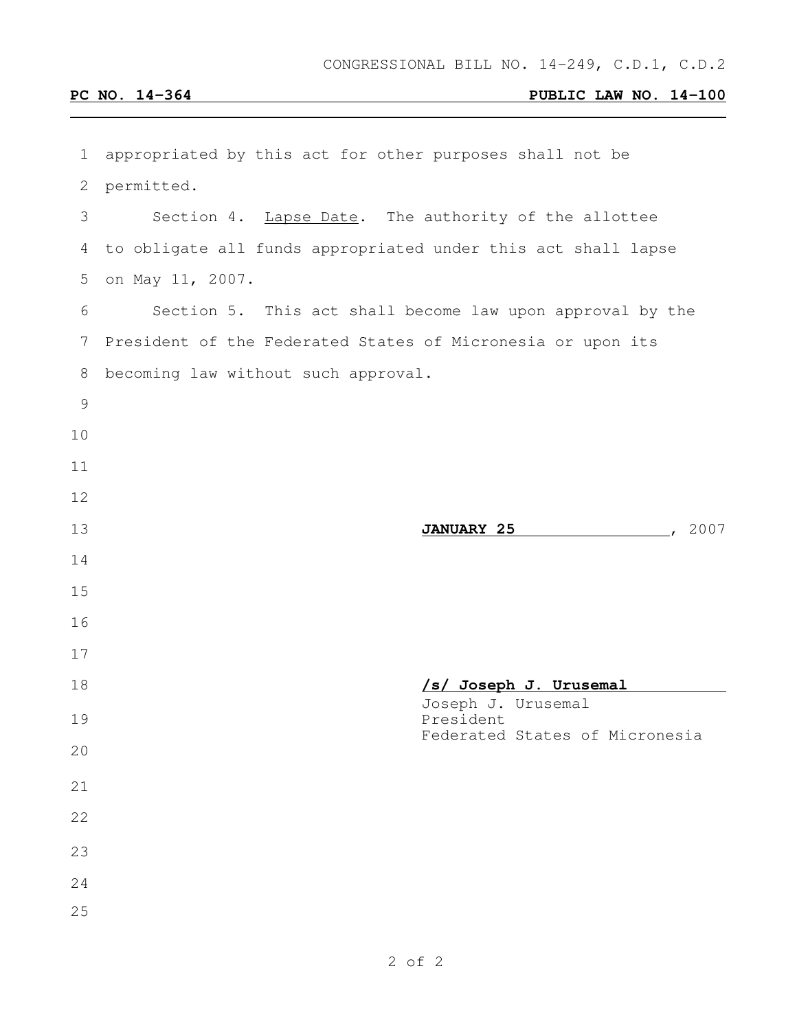CONGRESSIONAL BILL NO. 14-249, C.D.1, C.D.2

**PC NO. 14-364** **PUBLIC LAW NO. 14-100**

appropriated by this act for other purposes shall not be permitted.

Section 4. Lapse Date. The authority of the allottee to obligate all funds appropriated under this act shall lapse on May 11, 2007.

Section 5. This act shall become law upon approval by the President of the Federated States of Micronesia or upon its becoming law without such approval.

**JANUARY 25**, 2007

**/s/ Joseph J. Urusemal**
Joseph J. Urusemal
President
Federated States of Micronesia